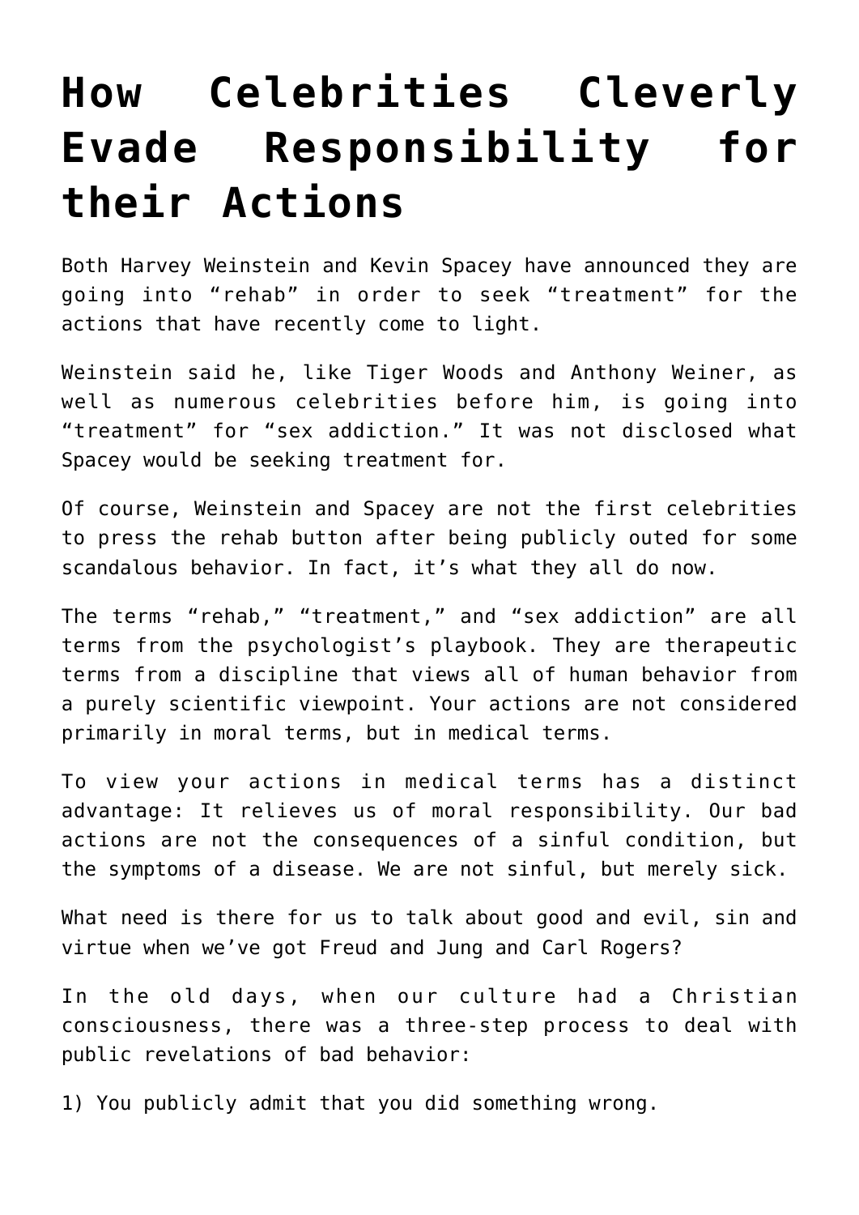# How Celebrities Cleverly Evade Responsibility for their Actions

Both Harvey Weinstein and Kevin Spacey have announced they are going into "rehab" in order to seek "treatment" for the actions that have recently come to light.

Weinstein said he, like Tiger Woods and Anthony Weiner, as well as numerous celebrities before him, is going into "treatment" for "sex addiction." It was not disclosed what Spacey would be seeking treatment for.

Of course, Weinstein and Spacey are not the first celebrities to press the rehab button after being publicly outed for some scandalous behavior. In fact, it's what they all do now.

The terms "rehab," "treatment," and "sex addiction" are all terms from the psychologist's playbook. They are therapeutic terms from a discipline that views all of human behavior from a purely scientific viewpoint. Your actions are not considered primarily in moral terms, but in medical terms.

To view your actions in medical terms has a distinct advantage: It relieves us of moral responsibility. Our bad actions are not the consequences of a sinful condition, but the symptoms of a disease. We are not sinful, but merely sick.

What need is there for us to talk about good and evil, sin and virtue when we've got Freud and Jung and Carl Rogers?

In the old days, when our culture had a Christian consciousness, there was a three-step process to deal with public revelations of bad behavior:

1) You publicly admit that you did something wrong.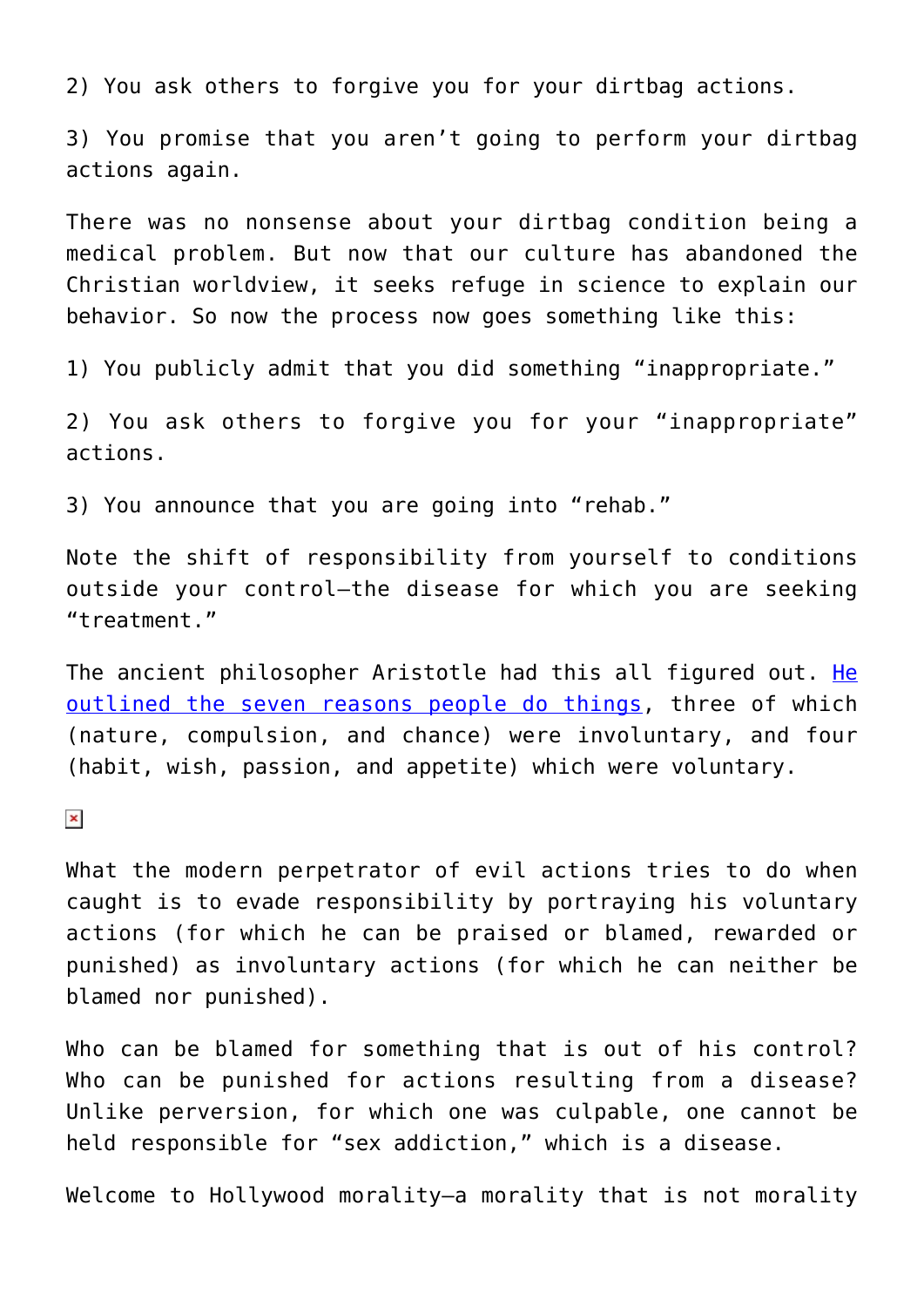2) You ask others to forgive you for your dirtbag actions.

3) You promise that you aren't going to perform your dirtbag actions again.

There was no nonsense about your dirtbag condition being a medical problem. But now that our culture has abandoned the Christian worldview, it seeks refuge in science to explain our behavior. So now the process now goes something like this:

1) You publicly admit that you did something "inappropriate."

2) You ask others to forgive you for your "inappropriate" actions.

3) You announce that you are going into "rehab."

Note the shift of responsibility from yourself to conditions outside your control—the disease for which you are seeking "treatment."

The ancient philosopher Aristotle had this all figured out. [He outlined the seven reasons people do things], three of which (nature, compulsion, and chance) were involuntary, and four (habit, wish, passion, and appetite) which were voluntary.

What the modern perpetrator of evil actions tries to do when caught is to evade responsibility by portraying his voluntary actions (for which he can be praised or blamed, rewarded or punished) as involuntary actions (for which he can neither be blamed nor punished).

Who can be blamed for something that is out of his control? Who can be punished for actions resulting from a disease? Unlike perversion, for which one was culpable, one cannot be held responsible for "sex addiction," which is a disease.

Welcome to Hollywood morality—a morality that is not morality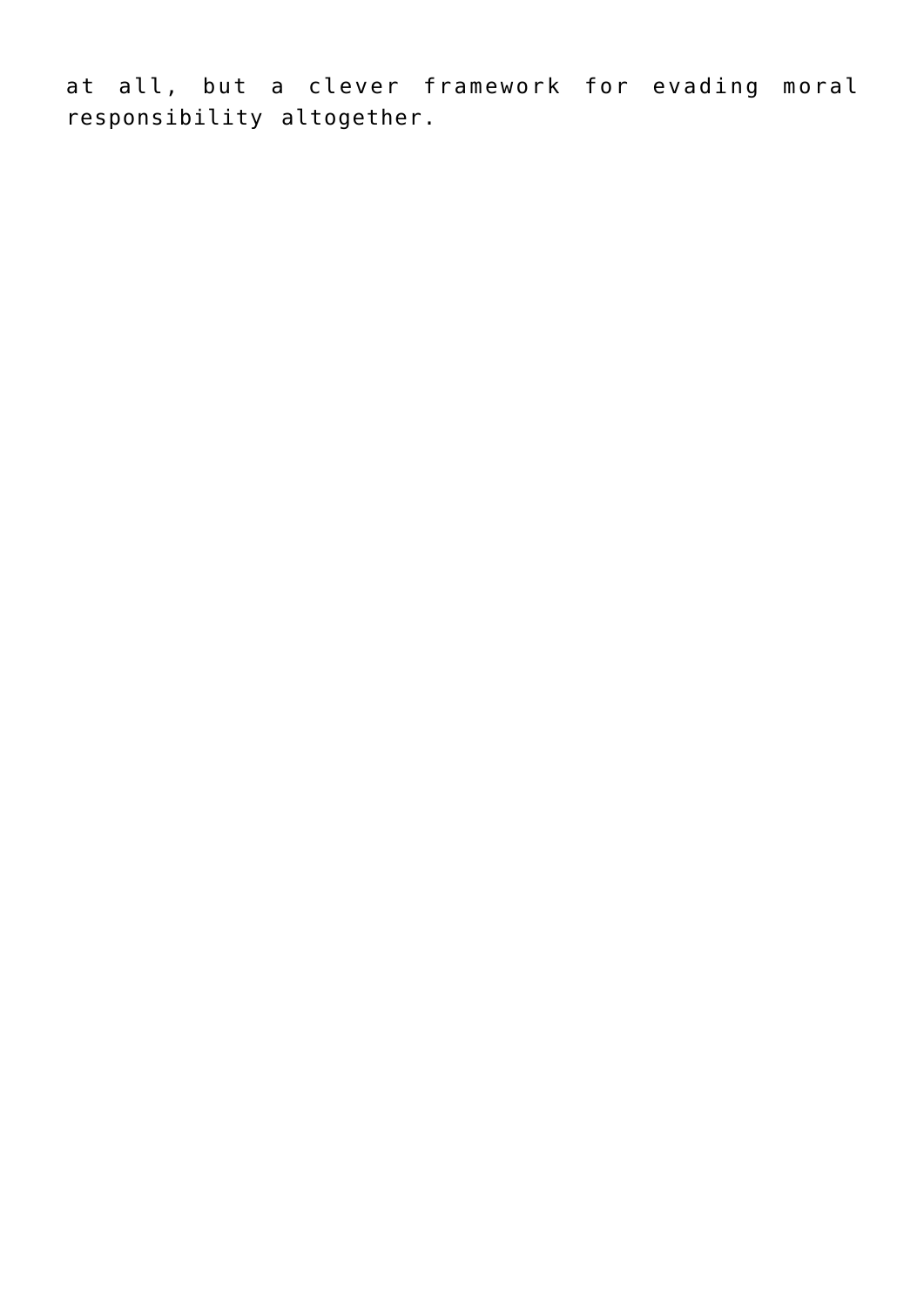at all, but a clever framework for evading moral responsibility altogether.